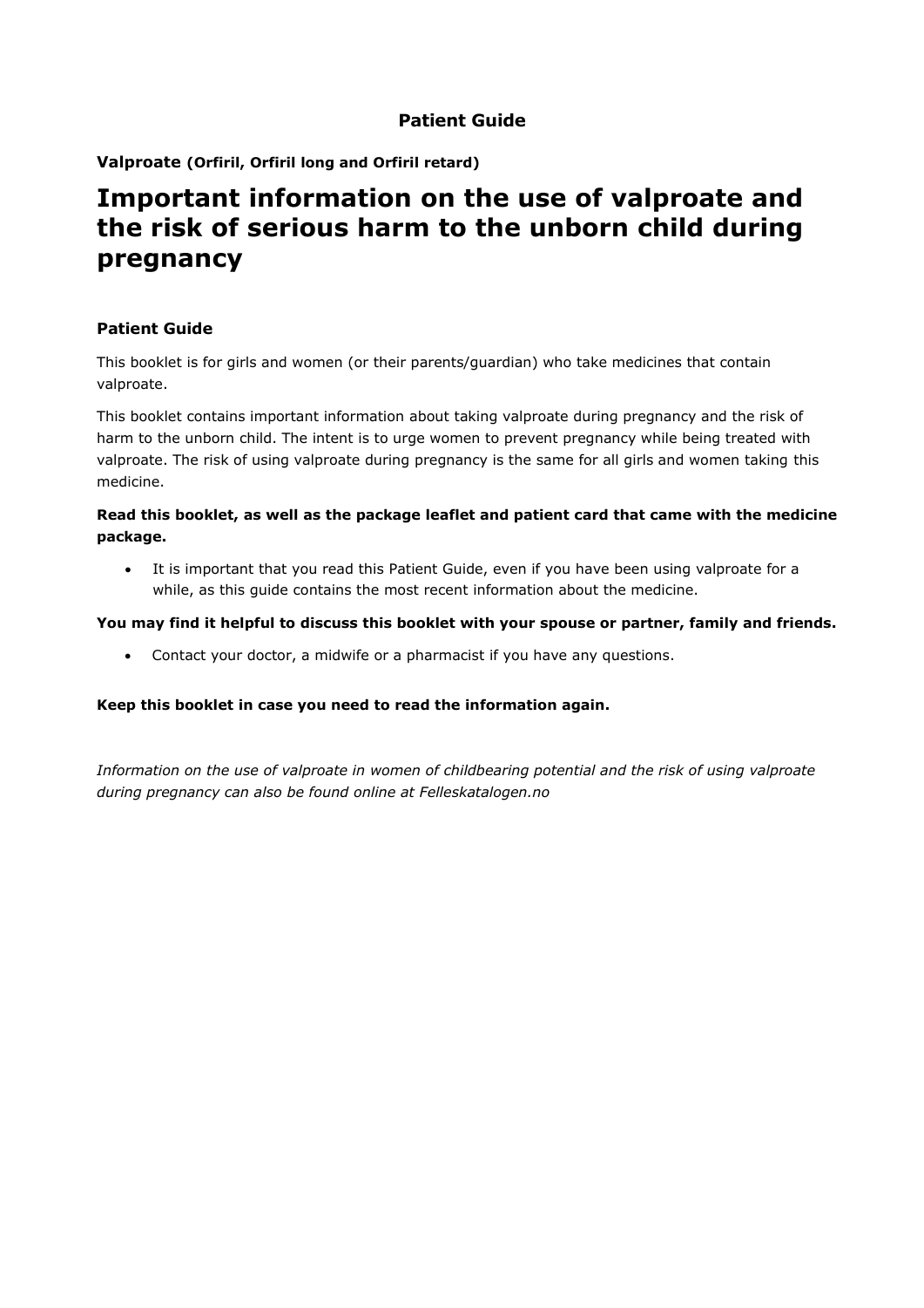**Patient Guide**

**Valproate (Orfiril, Orfiril long and Orfiril retard)**

# Important information on the use of valproate and the risk of serious harm to the unborn child during pregnancy

### Patient Guide

This booklet is for girls and women (or their parents/guardian) who take medicines that contain valproate.

This booklet contains important information about taking valproate during pregnancy and the risk of harm to the unborn child. The intent is to urge women to prevent pregnancy while being treated with valproate. The risk of using valproate during pregnancy is the same for all girls and women taking this medicine.

**Read this booklet, as well as the package leaflet and patient card that came with the medicine package.**

- It is important that you read this Patient Guide, even if you have been using valproate for a while, as this guide contains the most recent information about the medicine.

**You may find it helpful to discuss this booklet with your spouse or partner, family and friends.**

- Contact your doctor, a midwife or a pharmacist if you have any questions.

**Keep this booklet in case you need to read the information again.**

*Information on the use of valproate in women of childbearing potential and the risk of using valproate during pregnancy can also be found online at Felleskatalogen.no*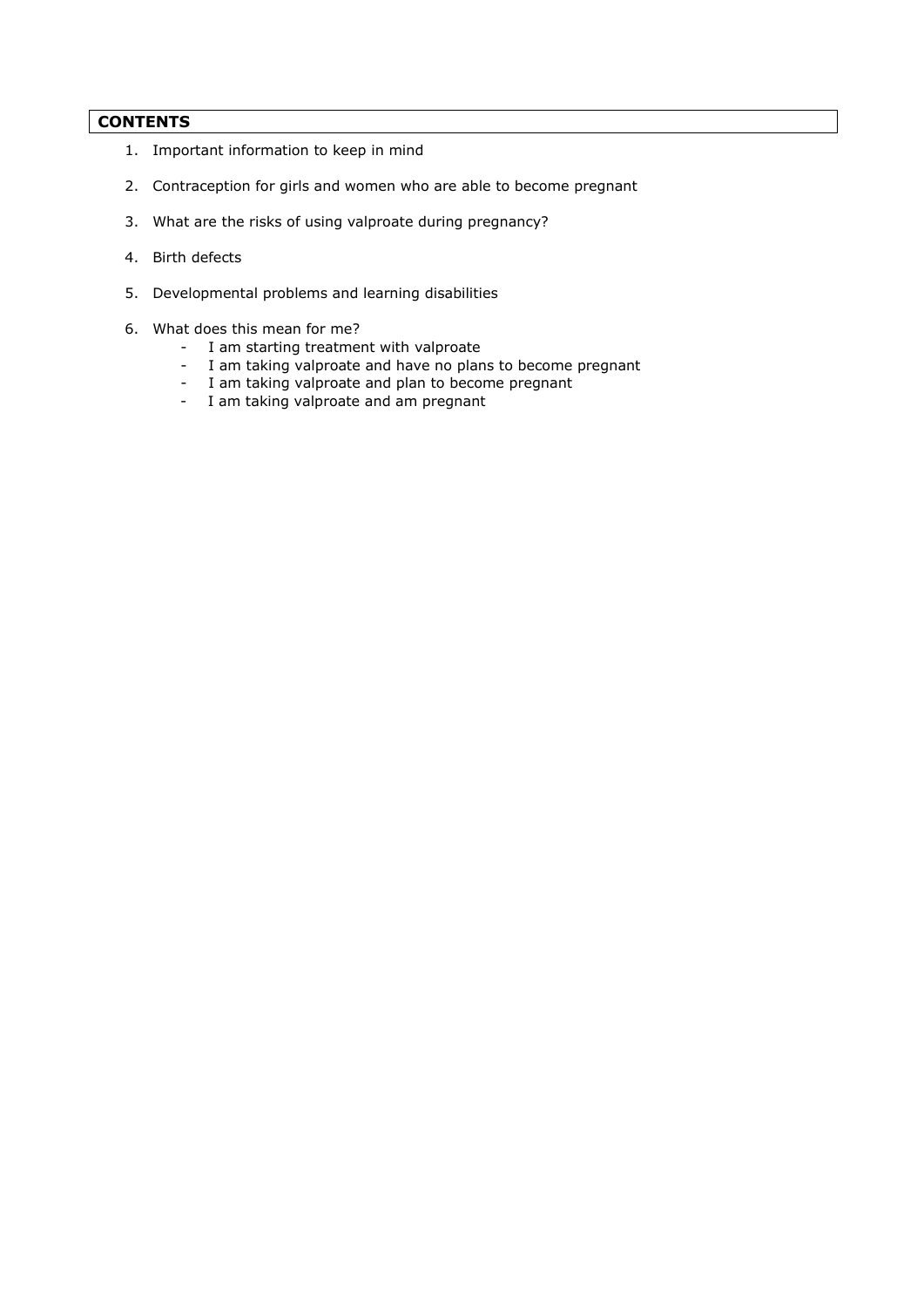## CONTENTS

1. Important information to keep in mind
2. Contraception for girls and women who are able to become pregnant
3. What are the risks of using valproate during pregnancy?
4. Birth defects
5. Developmental problems and learning disabilities
6. What does this mean for me?
    - I am starting treatment with valproate
    - I am taking valproate and have no plans to become pregnant
    - I am taking valproate and plan to become pregnant
    - I am taking valproate and am pregnant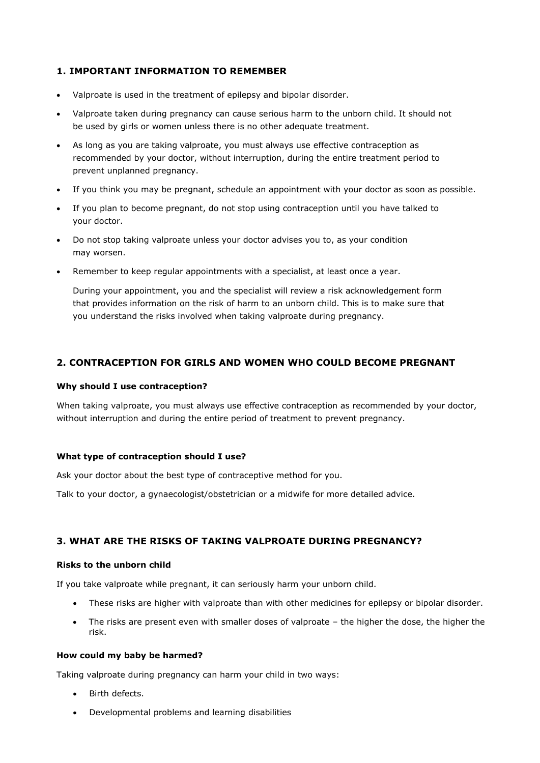## 1. IMPORTANT INFORMATION TO REMEMBER

- Valproate is used in the treatment of epilepsy and bipolar disorder.
- Valproate taken during pregnancy can cause serious harm to the unborn child. It should not be used by girls or women unless there is no other adequate treatment.
- As long as you are taking valproate, you must always use effective contraception as recommended by your doctor, without interruption, during the entire treatment period to prevent unplanned pregnancy.
- If you think you may be pregnant, schedule an appointment with your doctor as soon as possible.
- If you plan to become pregnant, do not stop using contraception until you have talked to your doctor.
- Do not stop taking valproate unless your doctor advises you to, as your condition may worsen.
- Remember to keep regular appointments with a specialist, at least once a year.

  During your appointment, you and the specialist will review a risk acknowledgement form that provides information on the risk of harm to an unborn child. This is to make sure that you understand the risks involved when taking valproate during pregnancy.

## 2. CONTRACEPTION FOR GIRLS AND WOMEN WHO COULD BECOME PREGNANT

**Why should I use contraception?**

When taking valproate, you must always use effective contraception as recommended by your doctor, without interruption and during the entire period of treatment to prevent pregnancy.

**What type of contraception should I use?**

Ask your doctor about the best type of contraceptive method for you.

Talk to your doctor, a gynaecologist/obstetrician or a midwife for more detailed advice.

## 3. WHAT ARE THE RISKS OF TAKING VALPROATE DURING PREGNANCY?

**Risks to the unborn child**

If you take valproate while pregnant, it can seriously harm your unborn child.

- These risks are higher with valproate than with other medicines for epilepsy or bipolar disorder.
- The risks are present even with smaller doses of valproate – the higher the dose, the higher the risk.

**How could my baby be harmed?**

Taking valproate during pregnancy can harm your child in two ways:

- Birth defects.
- Developmental problems and learning disabilities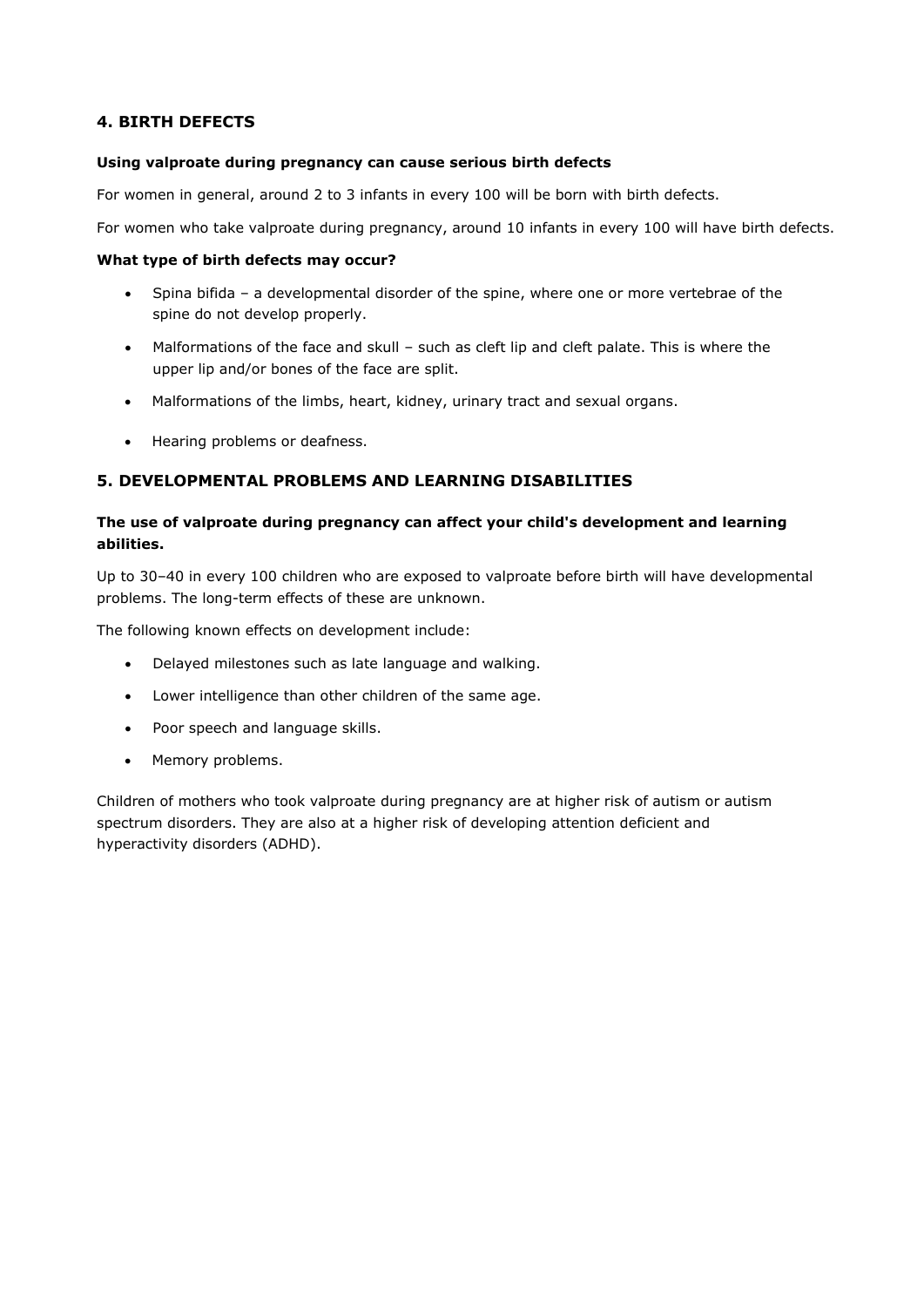## 4. BIRTH DEFECTS

**Using valproate during pregnancy can cause serious birth defects**

For women in general, around 2 to 3 infants in every 100 will be born with birth defects.

For women who take valproate during pregnancy, around 10 infants in every 100 will have birth defects.

**What type of birth defects may occur?**

- Spina bifida – a developmental disorder of the spine, where one or more vertebrae of the spine do not develop properly.
- Malformations of the face and skull – such as cleft lip and cleft palate. This is where the upper lip and/or bones of the face are split.
- Malformations of the limbs, heart, kidney, urinary tract and sexual organs.
- Hearing problems or deafness.

## 5. DEVELOPMENTAL PROBLEMS AND LEARNING DISABILITIES

**The use of valproate during pregnancy can affect your child's development and learning abilities.**

Up to 30–40 in every 100 children who are exposed to valproate before birth will have developmental problems. The long-term effects of these are unknown.

The following known effects on development include:

- Delayed milestones such as late language and walking.
- Lower intelligence than other children of the same age.
- Poor speech and language skills.
- Memory problems.

Children of mothers who took valproate during pregnancy are at higher risk of autism or autism spectrum disorders. They are also at a higher risk of developing attention deficient and hyperactivity disorders (ADHD).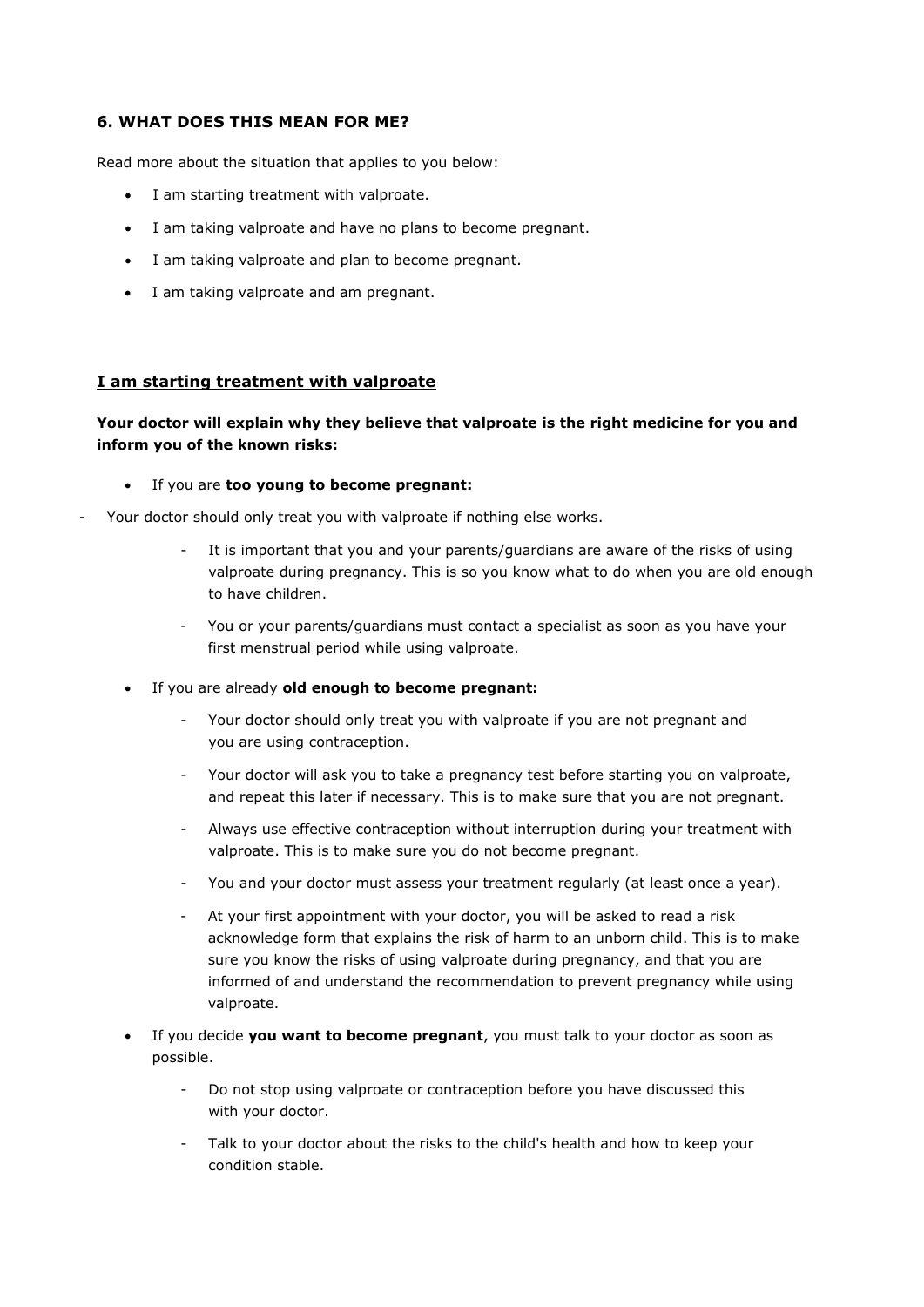## 6. WHAT DOES THIS MEAN FOR ME?

Read more about the situation that applies to you below:

- I am starting treatment with valproate.
- I am taking valproate and have no plans to become pregnant.
- I am taking valproate and plan to become pregnant.
- I am taking valproate and am pregnant.

### <u>I am starting treatment with valproate</u>

**Your doctor will explain why they believe that valproate is the right medicine for you and inform you of the known risks:**

- If you are **too young to become pregnant:**
    - Your doctor should only treat you with valproate if nothing else works.
    - It is important that you and your parents/guardians are aware of the risks of using valproate during pregnancy. This is so you know what to do when you are old enough to have children.
    - You or your parents/guardians must contact a specialist as soon as you have your first menstrual period while using valproate.
- If you are already **old enough to become pregnant:**
    - Your doctor should only treat you with valproate if you are not pregnant and you are using contraception.
    - Your doctor will ask you to take a pregnancy test before starting you on valproate, and repeat this later if necessary. This is to make sure that you are not pregnant.
    - Always use effective contraception without interruption during your treatment with valproate. This is to make sure you do not become pregnant.
    - You and your doctor must assess your treatment regularly (at least once a year).
    - At your first appointment with your doctor, you will be asked to read a risk acknowledge form that explains the risk of harm to an unborn child. This is to make sure you know the risks of using valproate during pregnancy, and that you are informed of and understand the recommendation to prevent pregnancy while using valproate.
- If you decide **you want to become pregnant**, you must talk to your doctor as soon as possible.
    - Do not stop using valproate or contraception before you have discussed this with your doctor.
    - Talk to your doctor about the risks to the child's health and how to keep your condition stable.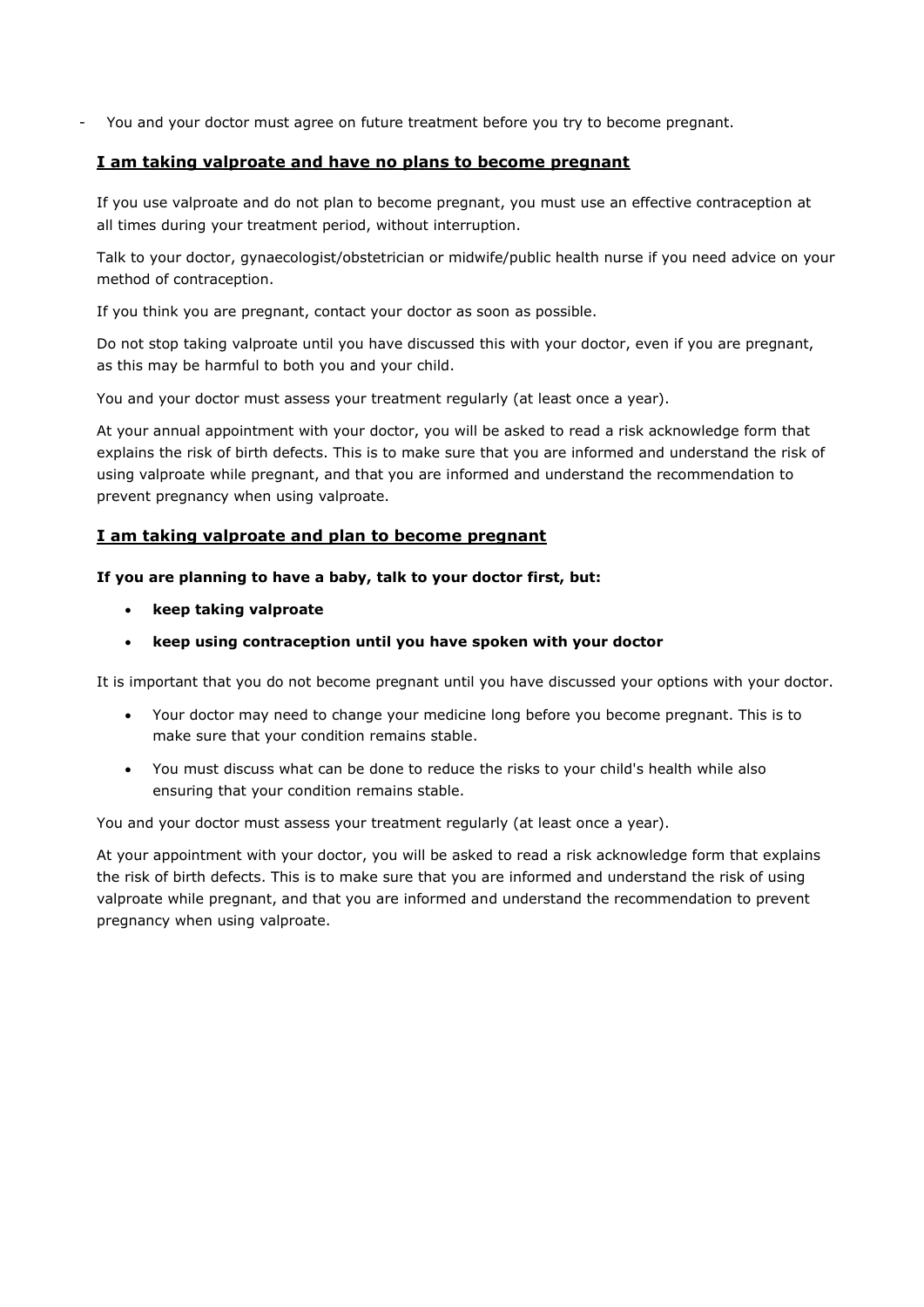- You and your doctor must agree on future treatment before you try to become pregnant.

### **I am taking valproate and have no plans to become pregnant**

If you use valproate and do not plan to become pregnant, you must use an effective contraception at all times during your treatment period, without interruption.

Talk to your doctor, gynaecologist/obstetrician or midwife/public health nurse if you need advice on your method of contraception.

If you think you are pregnant, contact your doctor as soon as possible.

Do not stop taking valproate until you have discussed this with your doctor, even if you are pregnant, as this may be harmful to both you and your child.

You and your doctor must assess your treatment regularly (at least once a year).

At your annual appointment with your doctor, you will be asked to read a risk acknowledge form that explains the risk of birth defects. This is to make sure that you are informed and understand the risk of using valproate while pregnant, and that you are informed and understand the recommendation to prevent pregnancy when using valproate.

### **I am taking valproate and plan to become pregnant**

**If you are planning to have a baby, talk to your doctor first, but:**

- **keep taking valproate**
- **keep using contraception until you have spoken with your doctor**

It is important that you do not become pregnant until you have discussed your options with your doctor.

- Your doctor may need to change your medicine long before you become pregnant. This is to make sure that your condition remains stable.
- You must discuss what can be done to reduce the risks to your child's health while also ensuring that your condition remains stable.

You and your doctor must assess your treatment regularly (at least once a year).

At your appointment with your doctor, you will be asked to read a risk acknowledge form that explains the risk of birth defects. This is to make sure that you are informed and understand the risk of using valproate while pregnant, and that you are informed and understand the recommendation to prevent pregnancy when using valproate.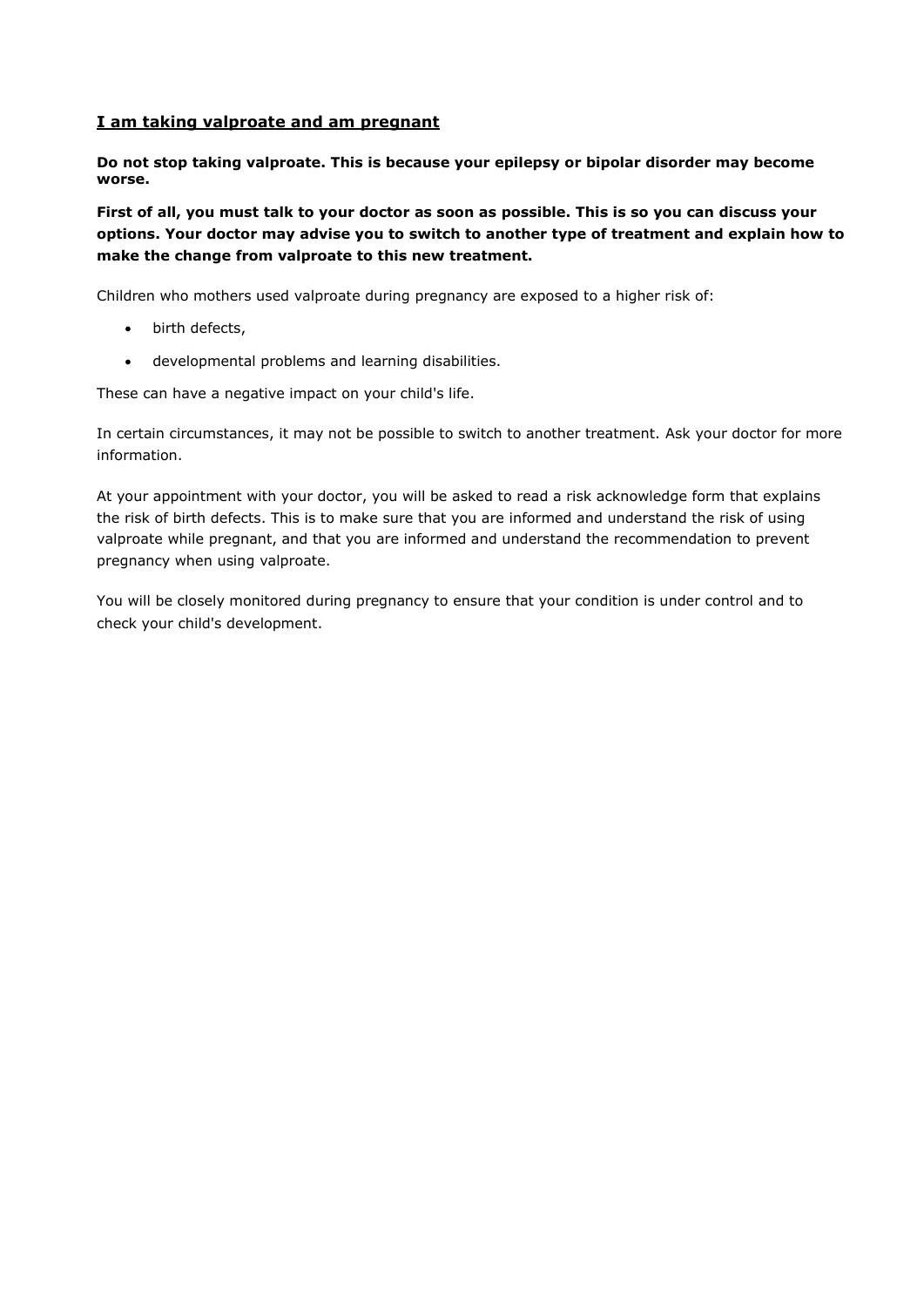## I am taking valproate and am pregnant

**Do not stop taking valproate. This is because your epilepsy or bipolar disorder may become worse.**

**First of all, you must talk to your doctor as soon as possible. This is so you can discuss your options. Your doctor may advise you to switch to another type of treatment and explain how to make the change from valproate to this new treatment.**

Children who mothers used valproate during pregnancy are exposed to a higher risk of:

- birth defects,
- developmental problems and learning disabilities.

These can have a negative impact on your child's life.

In certain circumstances, it may not be possible to switch to another treatment. Ask your doctor for more information.

At your appointment with your doctor, you will be asked to read a risk acknowledge form that explains the risk of birth defects. This is to make sure that you are informed and understand the risk of using valproate while pregnant, and that you are informed and understand the recommendation to prevent pregnancy when using valproate.

You will be closely monitored during pregnancy to ensure that your condition is under control and to check your child's development.